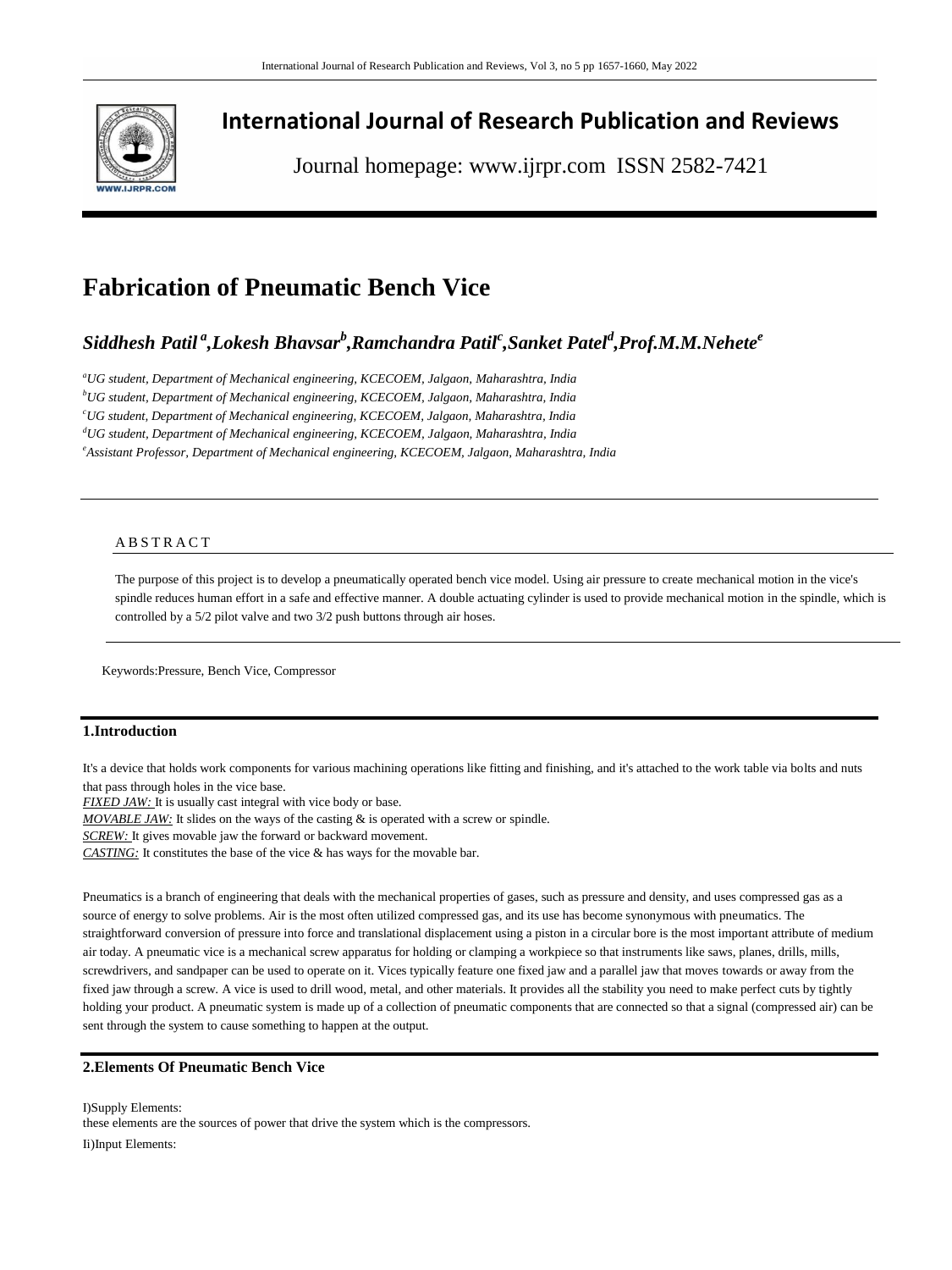# International Journal of Research Publication and Reviews

Journal homepage: www.ijrpr.com ISSN 2582-7421

# Fabrication of Pneumatic Bench Vice

***Siddhesh Patil [a], Lokesh Bhavsar [b], Ramchandra Patil [c], Sanket Patel [d], Prof.M.M.Nehete [e]***

*[a]UG student, Department of Mechanical engineering, KCECOEM, Jalgaon, Maharashtra, India*
*[b]UG student, Department of Mechanical engineering, KCECOEM, Jalgaon, Maharashtra, India*
*[c]UG student, Department of Mechanical engineering, KCECOEM, Jalgaon, Maharashtra, India*
*[d]UG student, Department of Mechanical engineering, KCECOEM, Jalgaon, Maharashtra, India*
*[e]Assistant Professor, Department of Mechanical engineering, KCECOEM, Jalgaon, Maharashtra, India*

## ABSTRACT

The purpose of this project is to develop a pneumatically operated bench vice model. Using air pressure to create mechanical motion in the vice's spindle reduces human effort in a safe and effective manner. A double actuating cylinder is used to provide mechanical motion in the spindle, which is controlled by a 5/2 pilot valve and two 3/2 push buttons through air hoses.

Keywords:Pressure, Bench Vice, Compressor

## 1.Introduction

It's a device that holds work components for various machining operations like fitting and finishing, and it's attached to the work table via bolts and nuts that pass through holes in the vice base.
*FIXED JAW:* It is usually cast integral with vice body or base.
*MOVABLE JAW:* It slides on the ways of the casting & is operated with a screw or spindle.
*SCREW:* It gives movable jaw the forward or backward movement.
*CASTING:* It constitutes the base of the vice & has ways for the movable bar.

Pneumatics is a branch of engineering that deals with the mechanical properties of gases, such as pressure and density, and uses compressed gas as a source of energy to solve problems. Air is the most often utilized compressed gas, and its use has become synonymous with pneumatics. The straightforward conversion of pressure into force and translational displacement using a piston in a circular bore is the most important attribute of medium air today. A pneumatic vice is a mechanical screw apparatus for holding or clamping a workpiece so that instruments like saws, planes, drills, mills, screwdrivers, and sandpaper can be used to operate on it. Vices typically feature one fixed jaw and a parallel jaw that moves towards or away from the fixed jaw through a screw. A vice is used to drill wood, metal, and other materials. It provides all the stability you need to make perfect cuts by tightly holding your product. A pneumatic system is made up of a collection of pneumatic components that are connected so that a signal (compressed air) can be sent through the system to cause something to happen at the output.

## 2.Elements Of Pneumatic Bench Vice

I)Supply Elements:
these elements are the sources of power that drive the system which is the compressors.

Ii)Input Elements: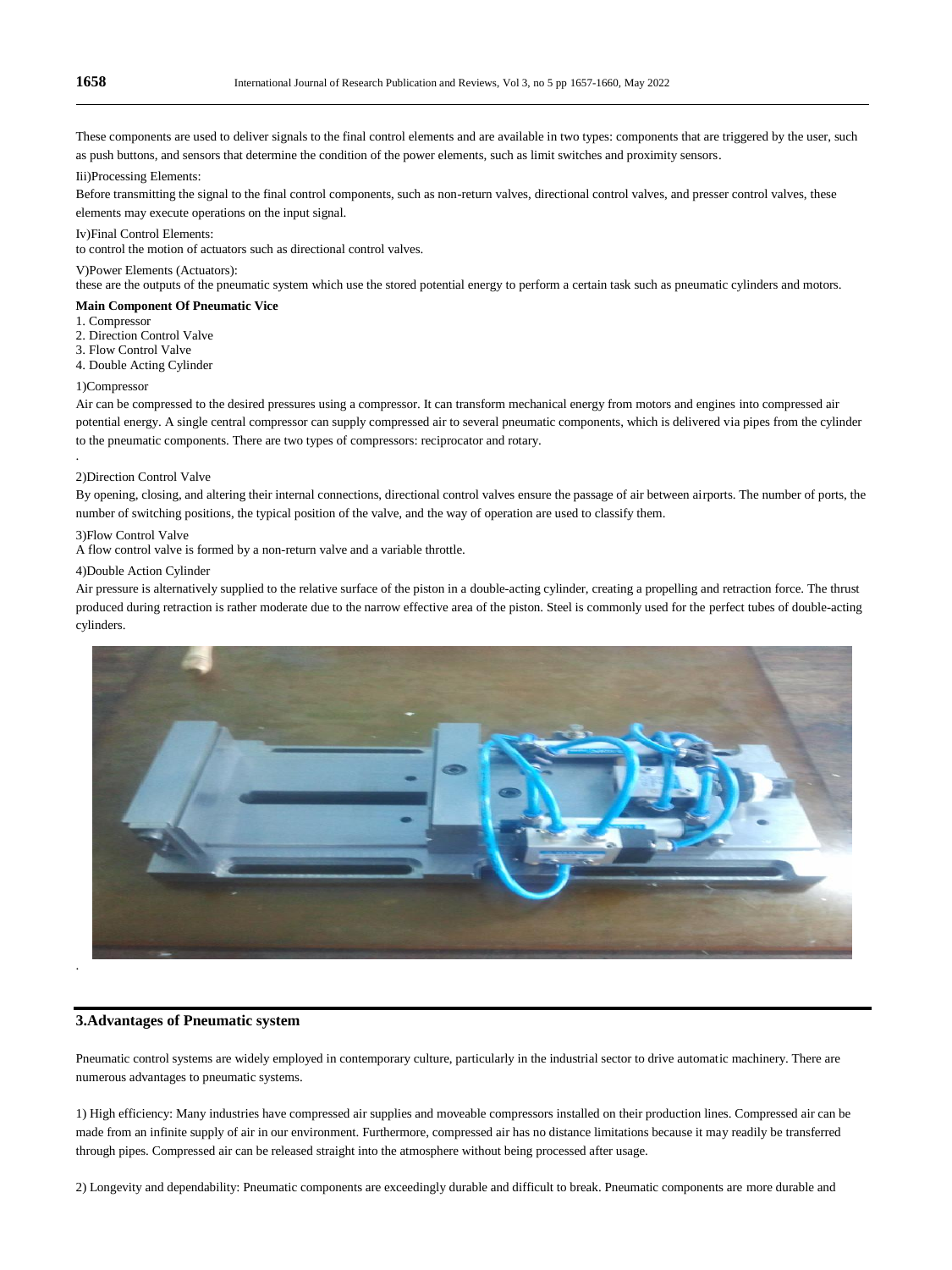These components are used to deliver signals to the final control elements and are available in two types: components that are triggered by the user, such as push buttons, and sensors that determine the condition of the power elements, such as limit switches and proximity sensors.

Iii)Processing Elements:

Before transmitting the signal to the final control components, such as non-return valves, directional control valves, and presser control valves, these elements may execute operations on the input signal.

Iv)Final Control Elements:

to control the motion of actuators such as directional control valves.

V)Power Elements (Actuators):

these are the outputs of the pneumatic system which use the stored potential energy to perform a certain task such as pneumatic cylinders and motors.

**Main Component Of Pneumatic Vice**

1. Compressor
2. Direction Control Valve
3. Flow Control Valve
4. Double Acting Cylinder

1)Compressor

Air can be compressed to the desired pressures using a compressor. It can transform mechanical energy from motors and engines into compressed air potential energy. A single central compressor can supply compressed air to several pneumatic components, which is delivered via pipes from the cylinder to the pneumatic components. There are two types of compressors: reciprocator and rotary.

2)Direction Control Valve

By opening, closing, and altering their internal connections, directional control valves ensure the passage of air between airports. The number of ports, the number of switching positions, the typical position of the valve, and the way of operation are used to classify them.

3)Flow Control Valve

A flow control valve is formed by a non-return valve and a variable throttle.

4)Double Action Cylinder

Air pressure is alternatively supplied to the relative surface of the piston in a double-acting cylinder, creating a propelling and retraction force. The thrust produced during retraction is rather moderate due to the narrow effective area of the piston. Steel is commonly used for the perfect tubes of double-acting cylinders.

## 3.Advantages of Pneumatic system

Pneumatic control systems are widely employed in contemporary culture, particularly in the industrial sector to drive automatic machinery. There are numerous advantages to pneumatic systems.

1) High efficiency: Many industries have compressed air supplies and moveable compressors installed on their production lines. Compressed air can be made from an infinite supply of air in our environment. Furthermore, compressed air has no distance limitations because it may readily be transferred through pipes. Compressed air can be released straight into the atmosphere without being processed after usage.

2) Longevity and dependability: Pneumatic components are exceedingly durable and difficult to break. Pneumatic components are more durable and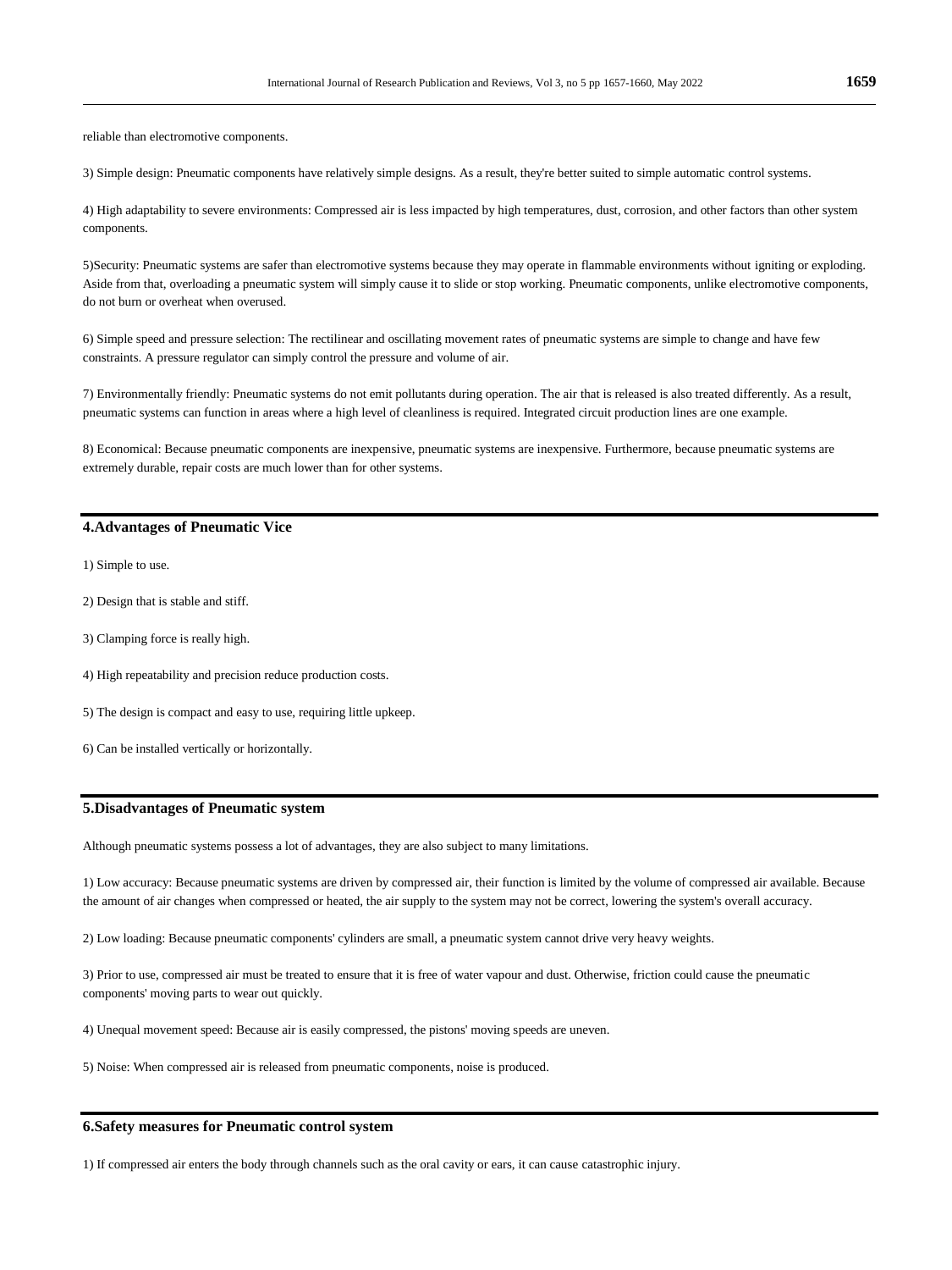reliable than electromotive components.

3) Simple design: Pneumatic components have relatively simple designs. As a result, they're better suited to simple automatic control systems.

4) High adaptability to severe environments: Compressed air is less impacted by high temperatures, dust, corrosion, and other factors than other system components.

5)Security: Pneumatic systems are safer than electromotive systems because they may operate in flammable environments without igniting or exploding. Aside from that, overloading a pneumatic system will simply cause it to slide or stop working. Pneumatic components, unlike electromotive components, do not burn or overheat when overused.

6) Simple speed and pressure selection: The rectilinear and oscillating movement rates of pneumatic systems are simple to change and have few constraints. A pressure regulator can simply control the pressure and volume of air.

7) Environmentally friendly: Pneumatic systems do not emit pollutants during operation. The air that is released is also treated differently. As a result, pneumatic systems can function in areas where a high level of cleanliness is required. Integrated circuit production lines are one example.

8) Economical: Because pneumatic components are inexpensive, pneumatic systems are inexpensive. Furthermore, because pneumatic systems are extremely durable, repair costs are much lower than for other systems.

## 4.Advantages of Pneumatic Vice

1) Simple to use.

2) Design that is stable and stiff.

3) Clamping force is really high.

4) High repeatability and precision reduce production costs.

5) The design is compact and easy to use, requiring little upkeep.

6) Can be installed vertically or horizontally.

## 5.Disadvantages of Pneumatic system

Although pneumatic systems possess a lot of advantages, they are also subject to many limitations.

1) Low accuracy: Because pneumatic systems are driven by compressed air, their function is limited by the volume of compressed air available. Because the amount of air changes when compressed or heated, the air supply to the system may not be correct, lowering the system's overall accuracy.

2) Low loading: Because pneumatic components' cylinders are small, a pneumatic system cannot drive very heavy weights.

3) Prior to use, compressed air must be treated to ensure that it is free of water vapour and dust. Otherwise, friction could cause the pneumatic components' moving parts to wear out quickly.

4) Unequal movement speed: Because air is easily compressed, the pistons' moving speeds are uneven.

5) Noise: When compressed air is released from pneumatic components, noise is produced.

## 6.Safety measures for Pneumatic control system

1) If compressed air enters the body through channels such as the oral cavity or ears, it can cause catastrophic injury.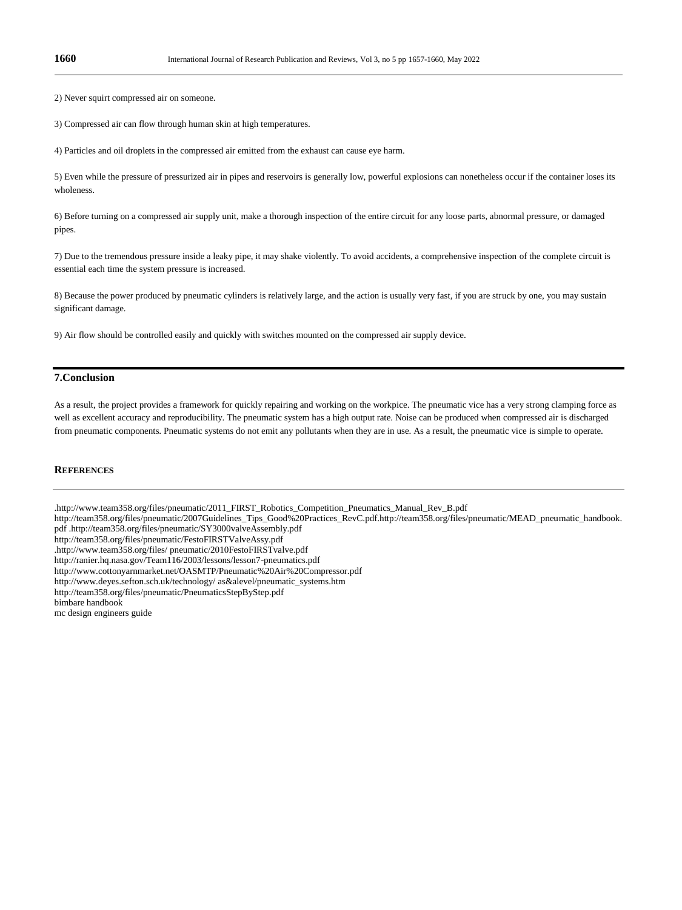2) Never squirt compressed air on someone.

3) Compressed air can flow through human skin at high temperatures.

4) Particles and oil droplets in the compressed air emitted from the exhaust can cause eye harm.

5) Even while the pressure of pressurized air in pipes and reservoirs is generally low, powerful explosions can nonetheless occur if the container loses its wholeness.

6) Before turning on a compressed air supply unit, make a thorough inspection of the entire circuit for any loose parts, abnormal pressure, or damaged pipes.

7) Due to the tremendous pressure inside a leaky pipe, it may shake violently. To avoid accidents, a comprehensive inspection of the complete circuit is essential each time the system pressure is increased.

8) Because the power produced by pneumatic cylinders is relatively large, and the action is usually very fast, if you are struck by one, you may sustain significant damage.

9) Air flow should be controlled easily and quickly with switches mounted on the compressed air supply device.

## 7.Conclusion

As a result, the project provides a framework for quickly repairing and working on the workpice. The pneumatic vice has a very strong clamping force as well as excellent accuracy and reproducibility. The pneumatic system has a high output rate. Noise can be produced when compressed air is discharged from pneumatic components. Pneumatic systems do not emit any pollutants when they are in use. As a result, the pneumatic vice is simple to operate.

## REFERENCES

.http://www.team358.org/files/pneumatic/2011_FIRST_Robotics_Competition_Pneumatics_Manual_Rev_B.pdf
http://team358.org/files/pneumatic/2007Guidelines_Tips_Good%20Practices_RevC.pdf.http://team358.org/files/pneumatic/MEAD_pneumatic_handbook.pdf .http://team358.org/files/pneumatic/SY3000valveAssembly.pdf
http://team358.org/files/pneumatic/FestoFIRSTValveAssy.pdf
.http://www.team358.org/files/ pneumatic/2010FestoFIRSTvalve.pdf
http://ranier.hq.nasa.gov/Team116/2003/lessons/lesson7-pneumatics.pdf
http://www.cottonyarnmarket.net/OASMTP/Pneumatic%20Air%20Compressor.pdf
http://www.deyes.sefton.sch.uk/technology/ as&alevel/pneumatic_systems.htm
http://team358.org/files/pneumatic/PneumaticsStepByStep.pdf
bimbare handbook
mc design engineers guide